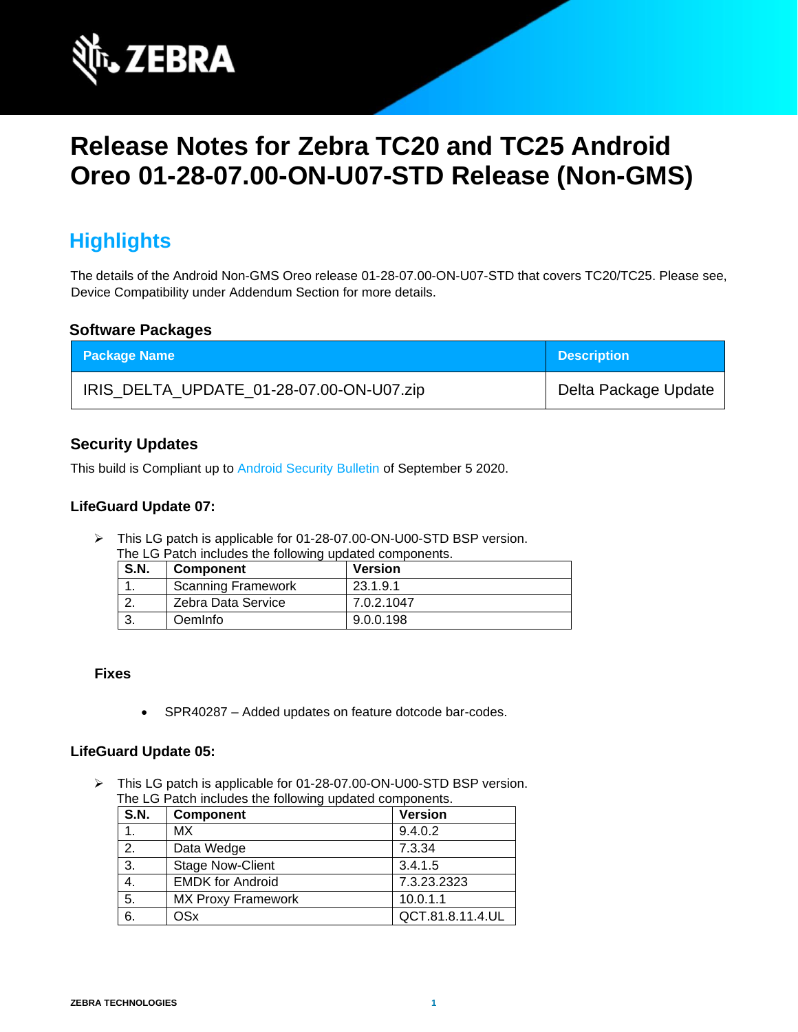# Release Notes for Zebra TC20 and TC25 Android Oreo 01-28-07.00-ON-U07-STD Release (Non-GMS)

## Highlights

The details of the Android Non-GMS Oreo release 01-28-07.00-ON-U07-STD that covers TC20/TC25. Please see, Device Compatibility under Addendum Section for more details.

### Software Packages

| Package Name | Description |
|---|---|
| IRIS_DELTA_UPDATE_01-28-07.00-ON-U07.zip | Delta Package Update |

### Security Updates

This build is Compliant up to Android Security Bulletin of September 5 2020.

### LifeGuard Update 07:

➢ This LG patch is applicable for 01-28-07.00-ON-U00-STD BSP version.
The LG Patch includes the following updated components.

| S.N. | Component | Version |
|---|---|---|
| 1. | Scanning Framework | 23.1.9.1 |
| 2. | Zebra Data Service | 7.0.2.1047 |
| 3. | OemInfo | 9.0.0.198 |

**Fixes**

- SPR40287 – Added updates on feature dotcode bar-codes.

### LifeGuard Update 05:

➢ This LG patch is applicable for 01-28-07.00-ON-U00-STD BSP version.
The LG Patch includes the following updated components.

| S.N. | Component | Version |
|---|---|---|
| 1. | MX | 9.4.0.2 |
| 2. | Data Wedge | 7.3.34 |
| 3. | Stage Now-Client | 3.4.1.5 |
| 4. | EMDK for Android | 7.3.23.2323 |
| 5. | MX Proxy Framework | 10.0.1.1 |
| 6. | OSx | QCT.81.8.11.4.UL |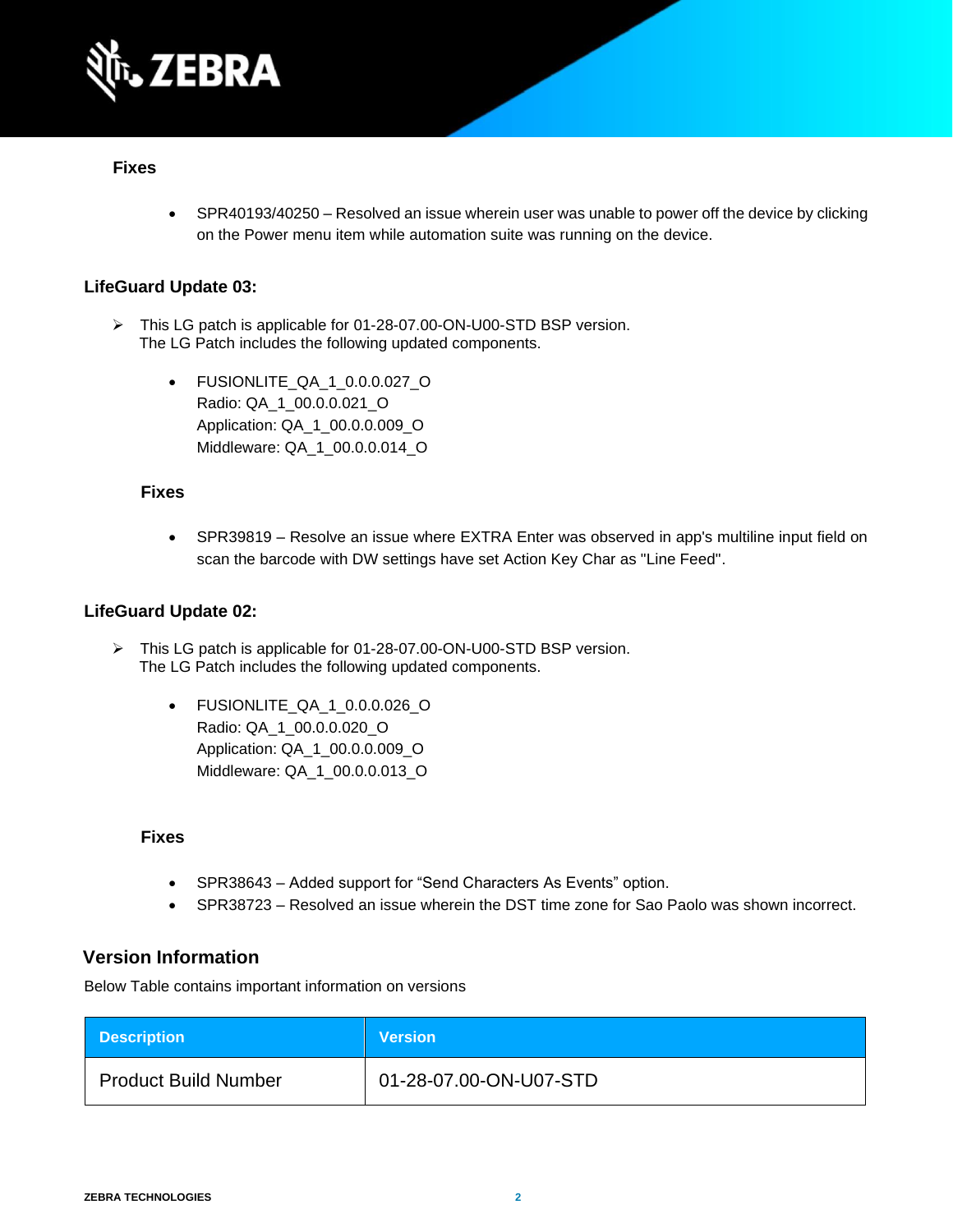### Fixes

- SPR40193/40250 – Resolved an issue wherein user was unable to power off the device by clicking on the Power menu item while automation suite was running on the device.

### LifeGuard Update 03:

- This LG patch is applicable for 01-28-07.00-ON-U00-STD BSP version.
  The LG Patch includes the following updated components.

  - FUSIONLITE_QA_1_0.0.0.027_O
    Radio: QA_1_00.0.0.021_O
    Application: QA_1_00.0.0.009_O
    Middleware: QA_1_00.0.0.014_O

#### Fixes

- SPR39819 – Resolve an issue where EXTRA Enter was observed in app's multiline input field on scan the barcode with DW settings have set Action Key Char as "Line Feed".

### LifeGuard Update 02:

- This LG patch is applicable for 01-28-07.00-ON-U00-STD BSP version.
  The LG Patch includes the following updated components.

  - FUSIONLITE_QA_1_0.0.0.026_O
    Radio: QA_1_00.0.0.020_O
    Application: QA_1_00.0.0.009_O
    Middleware: QA_1_00.0.0.013_O

#### Fixes

- SPR38643 – Added support for “Send Characters As Events” option.
- SPR38723 – Resolved an issue wherein the DST time zone for Sao Paolo was shown incorrect.

## Version Information

Below Table contains important information on versions

| Description | Version |
| --- | --- |
| Product Build Number | 01-28-07.00-ON-U07-STD |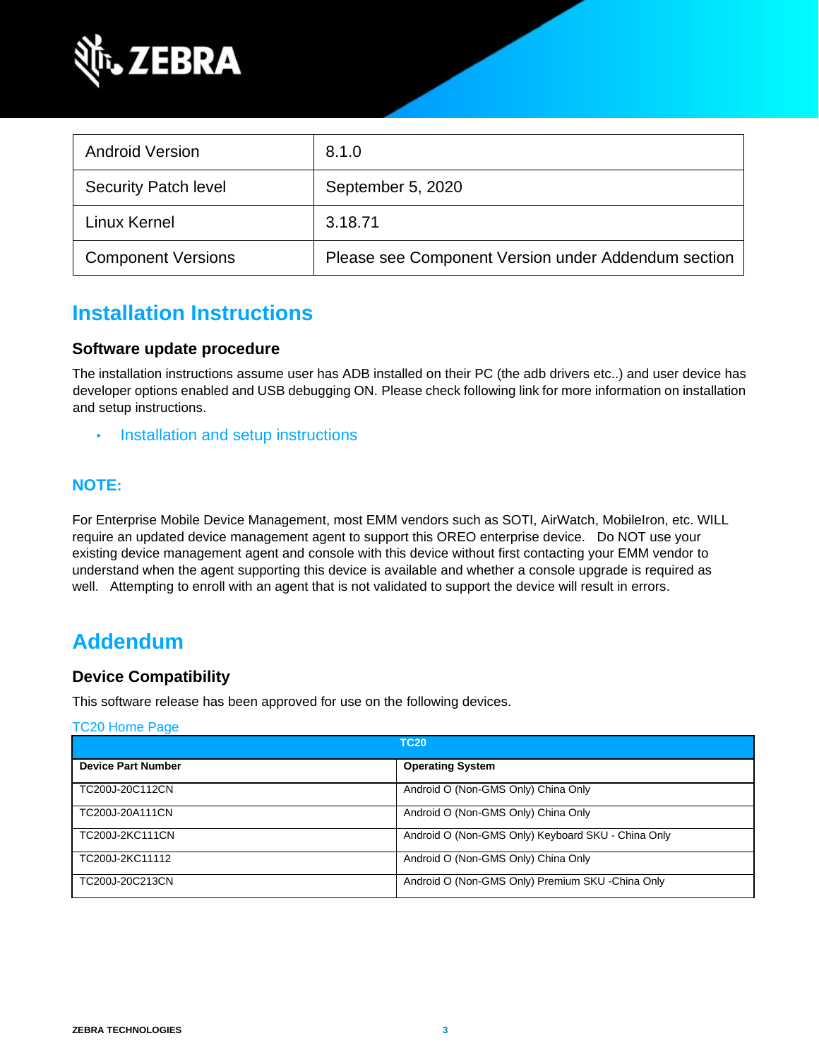| Android Version | 8.1.0 |
|---|---|
| Security Patch level | September 5, 2020 |
| Linux Kernel | 3.18.71 |
| Component Versions | Please see Component Version under Addendum section |

# Installation Instructions

### Software update procedure

The installation instructions assume user has ADB installed on their PC (the adb drivers etc..) and user device has developer options enabled and USB debugging ON. Please check following link for more information on installation and setup instructions.

- Installation and setup instructions

## NOTE:

For Enterprise Mobile Device Management, most EMM vendors such as SOTI, AirWatch, MobileIron, etc. WILL require an updated device management agent to support this OREO enterprise device. Do NOT use your existing device management agent and console with this device without first contacting your EMM vendor to understand when the agent supporting this device is available and whether a console upgrade is required as well. Attempting to enroll with an agent that is not validated to support the device will result in errors.

# Addendum

### Device Compatibility

This software release has been approved for use on the following devices.

TC20 Home Page

| TC20 | |
|---|---|
| **Device Part Number** | **Operating System** |
| TC200J-20C112CN | Android O (Non-GMS Only) China Only |
| TC200J-20A111CN | Android O (Non-GMS Only) China Only |
| TC200J-2KC111CN | Android O (Non-GMS Only) Keyboard SKU - China Only |
| TC200J-2KC11112 | Android O (Non-GMS Only) China Only |
| TC200J-20C213CN | Android O (Non-GMS Only) Premium SKU -China Only |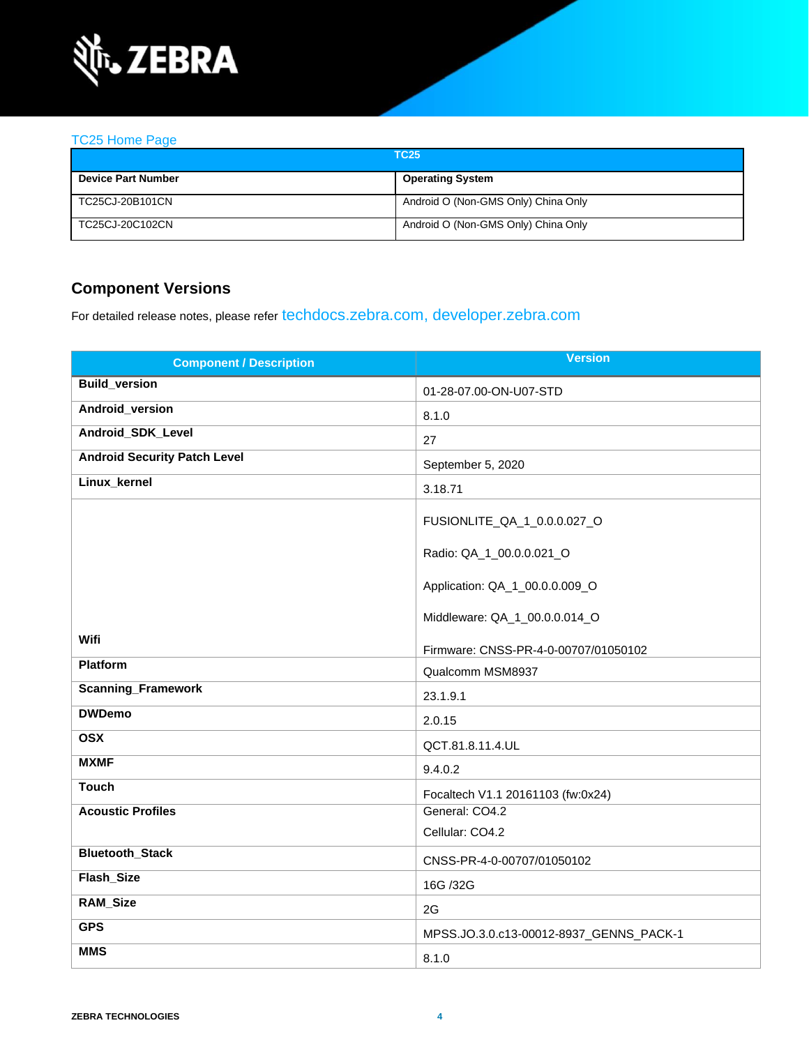TC25 Home Page

| TC25 | |
|---|---|
| **Device Part Number** | **Operating System** |
| TC25CJ-20B101CN | Android O (Non-GMS Only) China Only |
| TC25CJ-20C102CN | Android O (Non-GMS Only) China Only |

## Component Versions

For detailed release notes, please refer techdocs.zebra.com, developer.zebra.com

| Component / Description | Version |
|---|---|
| **Build_version** | 01-28-07.00-ON-U07-STD |
| **Android_version** | 8.1.0 |
| **Android_SDK_Level** | 27 |
| **Android Security Patch Level** | September 5, 2020 |
| **Linux_kernel** | 3.18.71 |
| **Wifi** | FUSIONLITE_QA_1_0.0.0.027_O<br><br>Radio: QA_1_00.0.0.021_O<br><br>Application: QA_1_00.0.0.009_O<br><br>Middleware: QA_1_00.0.0.014_O<br><br>Firmware: CNSS-PR-4-0-00707/01050102 |
| **Platform** | Qualcomm MSM8937 |
| **Scanning_Framework** | 23.1.9.1 |
| **DWDemo** | 2.0.15 |
| **OSX** | QCT.81.8.11.4.UL |
| **MXMF** | 9.4.0.2 |
| **Touch** | Focaltech V1.1 20161103 (fw:0x24) |
| **Acoustic Profiles** | General: CO4.2<br><br>Cellular: CO4.2 |
| **Bluetooth_Stack** | CNSS-PR-4-0-00707/01050102 |
| **Flash_Size** | 16G /32G |
| **RAM_Size** | 2G |
| **GPS** | MPSS.JO.3.0.c13-00012-8937_GENNS_PACK-1 |
| **MMS** | 8.1.0 |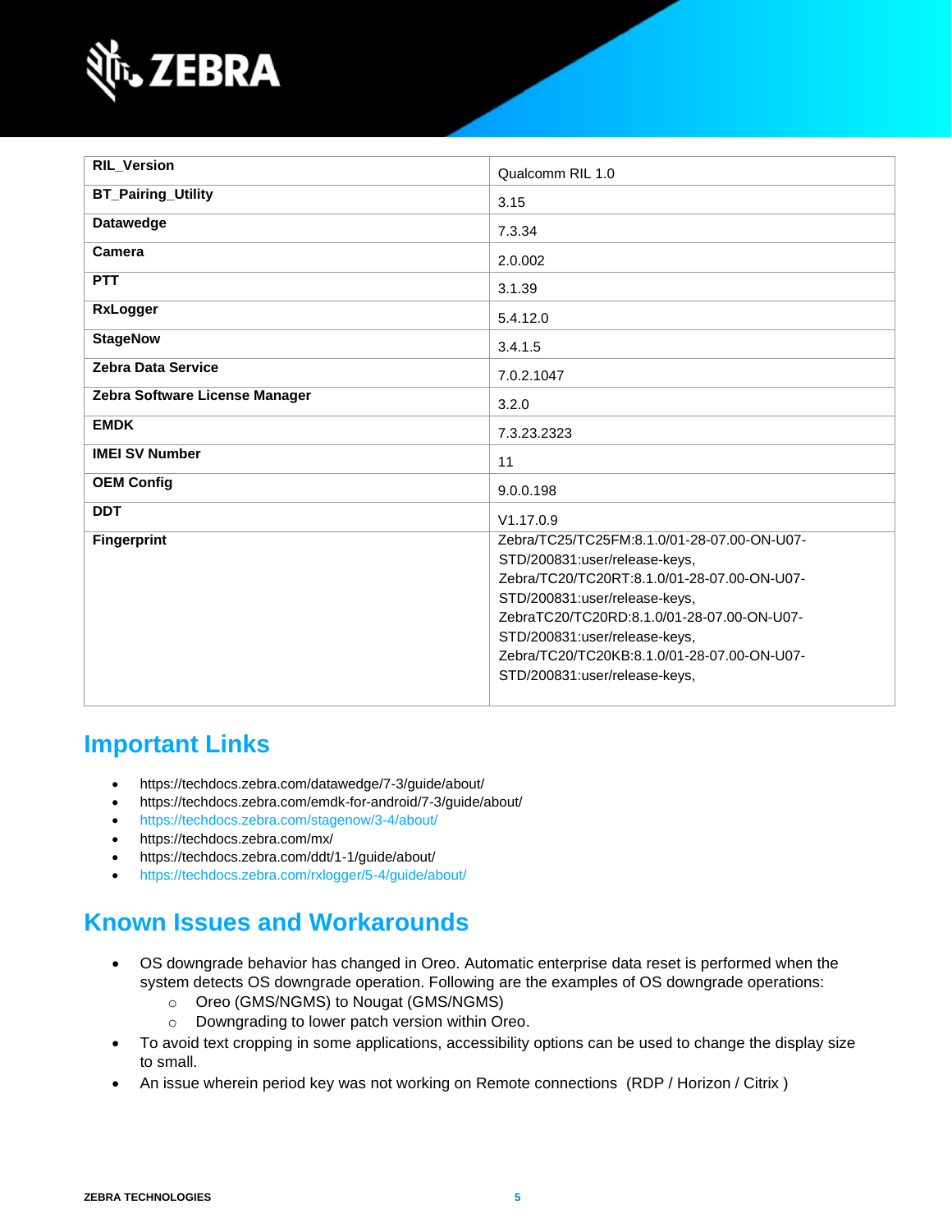| RIL_Version | Qualcomm RIL 1.0 |
|---|---|
| BT_Pairing_Utility | 3.15 |
| Datawedge | 7.3.34 |
| Camera | 2.0.002 |
| PTT | 3.1.39 |
| RxLogger | 5.4.12.0 |
| StageNow | 3.4.1.5 |
| Zebra Data Service | 7.0.2.1047 |
| Zebra Software License Manager | 3.2.0 |
| EMDK | 7.3.23.2323 |
| IMEI SV Number | 11 |
| OEM Config | 9.0.0.198 |
| DDT | V1.17.0.9 |
| Fingerprint | Zebra/TC25/TC25FM:8.1.0/01-28-07.00-ON-U07-STD/200831:user/release-keys, Zebra/TC20/TC20RT:8.1.0/01-28-07.00-ON-U07-STD/200831:user/release-keys, ZebraTC20/TC20RD:8.1.0/01-28-07.00-ON-U07-STD/200831:user/release-keys, Zebra/TC20/TC20KB:8.1.0/01-28-07.00-ON-U07-STD/200831:user/release-keys, |

## Important Links

- https://techdocs.zebra.com/datawedge/7-3/guide/about/
- https://techdocs.zebra.com/emdk-for-android/7-3/guide/about/
- https://techdocs.zebra.com/stagenow/3-4/about/
- https://techdocs.zebra.com/mx/
- https://techdocs.zebra.com/ddt/1-1/guide/about/
- https://techdocs.zebra.com/rxlogger/5-4/guide/about/

## Known Issues and Workarounds

- OS downgrade behavior has changed in Oreo. Automatic enterprise data reset is performed when the system detects OS downgrade operation. Following are the examples of OS downgrade operations:
  - Oreo (GMS/NGMS) to Nougat (GMS/NGMS)
  - Downgrading to lower patch version within Oreo.
- To avoid text cropping in some applications, accessibility options can be used to change the display size to small.
- An issue wherein period key was not working on Remote connections (RDP / Horizon / Citrix )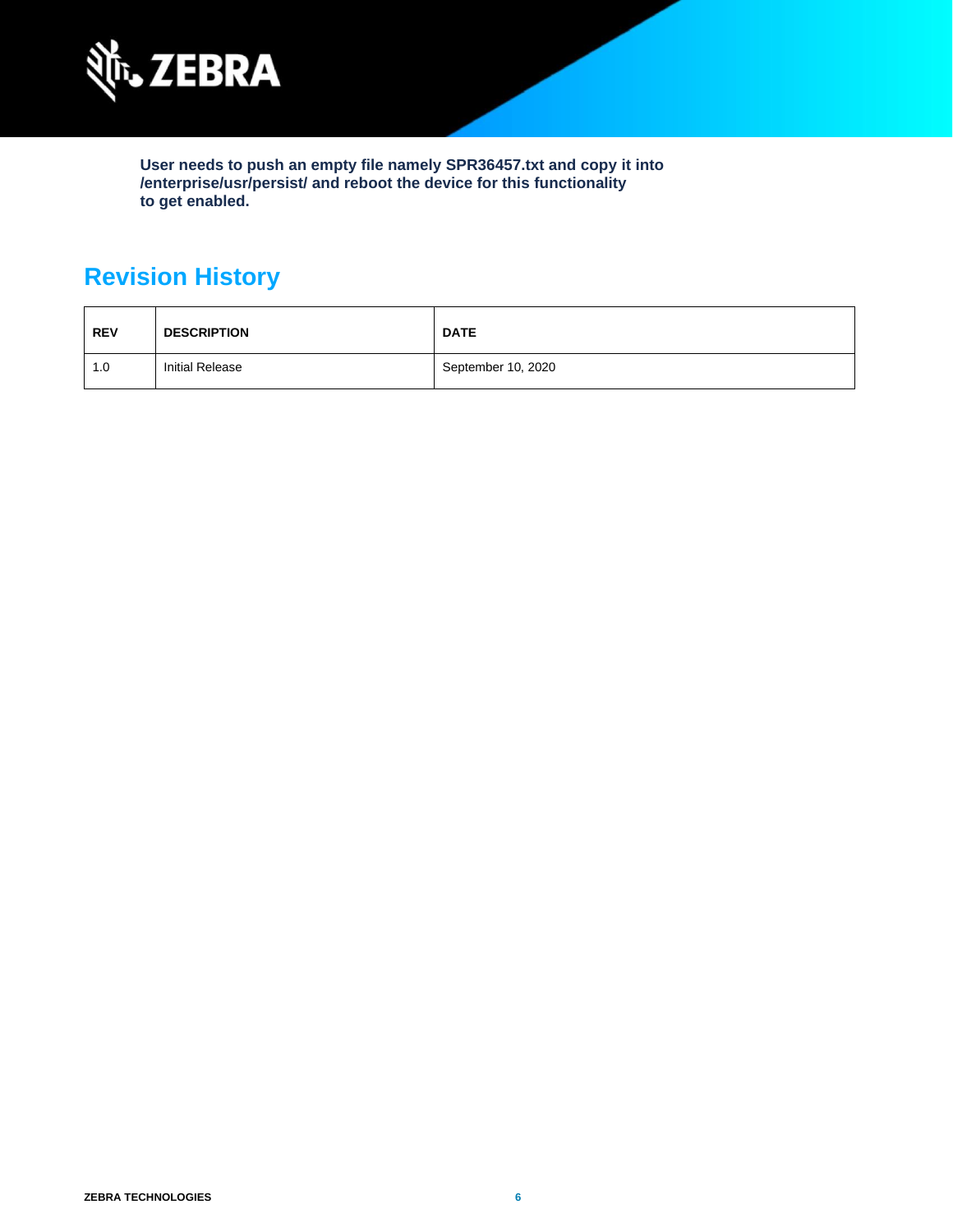**User needs to push an empty file namely SPR36457.txt and copy it into /enterprise/usr/persist/ and reboot the device for this functionality to get enabled.**

## Revision History

| REV | DESCRIPTION | DATE |
|---|---|---|
| 1.0 | Initial Release | September 10, 2020 |